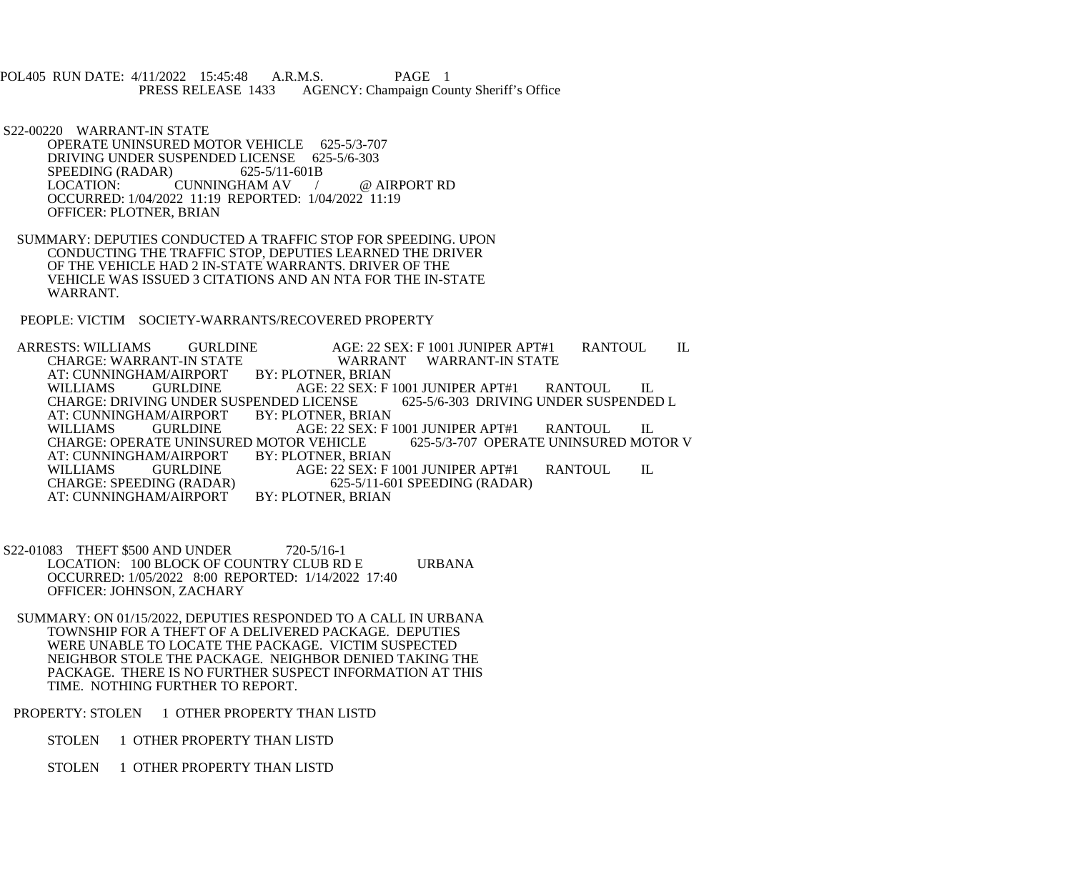POL405 RUN DATE: 4/11/2022 15:45:48 A.R.M.S. PAGE 1
PRESS RELEASE 1433 AGENCY: Champaign County Sheriff's Office

S22-00220 WARRANT-IN STATE
OPERATE UNINSURED MOTOR VEHICLE 625-5/3-707
DRIVING UNDER SUSPENDED LICENSE 625-5/6-303
SPEEDING (RADAR) 625-5/11-601B
LOCATION: CUNNINGHAM AV / @ AIRPORT RD
OCCURRED: 1/04/2022 11:19 REPORTED: 1/04/2022 11:19
OFFICER: PLOTNER, BRIAN

SUMMARY: DEPUTIES CONDUCTED A TRAFFIC STOP FOR SPEEDING. UPON CONDUCTING THE TRAFFIC STOP, DEPUTIES LEARNED THE DRIVER OF THE VEHICLE HAD 2 IN-STATE WARRANTS. DRIVER OF THE VEHICLE WAS ISSUED 3 CITATIONS AND AN NTA FOR THE IN-STATE WARRANT.

PEOPLE: VICTIM SOCIETY-WARRANTS/RECOVERED PROPERTY

ARRESTS: WILLIAMS GURLDINE AGE: 22 SEX: F 1001 JUNIPER APT#1 RANTOUL IL
CHARGE: WARRANT-IN STATE WARRANT WARRANT-IN STATE
AT: CUNNINGHAM/AIRPORT BY: PLOTNER, BRIAN
WILLIAMS GURLDINE AGE: 22 SEX: F 1001 JUNIPER APT#1 RANTOUL IL
CHARGE: DRIVING UNDER SUSPENDED LICENSE 625-5/6-303 DRIVING UNDER SUSPENDED L
AT: CUNNINGHAM/AIRPORT BY: PLOTNER, BRIAN
WILLIAMS GURLDINE AGE: 22 SEX: F 1001 JUNIPER APT#1 RANTOUL IL
CHARGE: OPERATE UNINSURED MOTOR VEHICLE 625-5/3-707 OPERATE UNINSURED MOTOR V
AT: CUNNINGHAM/AIRPORT BY: PLOTNER, BRIAN
WILLIAMS GURLDINE AGE: 22 SEX: F 1001 JUNIPER APT#1 RANTOUL IL
CHARGE: SPEEDING (RADAR) 625-5/11-601 SPEEDING (RADAR)
AT: CUNNINGHAM/AIRPORT BY: PLOTNER, BRIAN

S22-01083 THEFT $500 AND UNDER 720-5/16-1
LOCATION: 100 BLOCK OF COUNTRY CLUB RD E URBANA
OCCURRED: 1/05/2022 8:00 REPORTED: 1/14/2022 17:40
OFFICER: JOHNSON, ZACHARY

SUMMARY: ON 01/15/2022, DEPUTIES RESPONDED TO A CALL IN URBANA TOWNSHIP FOR A THEFT OF A DELIVERED PACKAGE. DEPUTIES WERE UNABLE TO LOCATE THE PACKAGE. VICTIM SUSPECTED NEIGHBOR STOLE THE PACKAGE. NEIGHBOR DENIED TAKING THE PACKAGE. THERE IS NO FURTHER SUSPECT INFORMATION AT THIS TIME. NOTHING FURTHER TO REPORT.

PROPERTY: STOLEN 1 OTHER PROPERTY THAN LISTD

STOLEN 1 OTHER PROPERTY THAN LISTD

STOLEN 1 OTHER PROPERTY THAN LISTD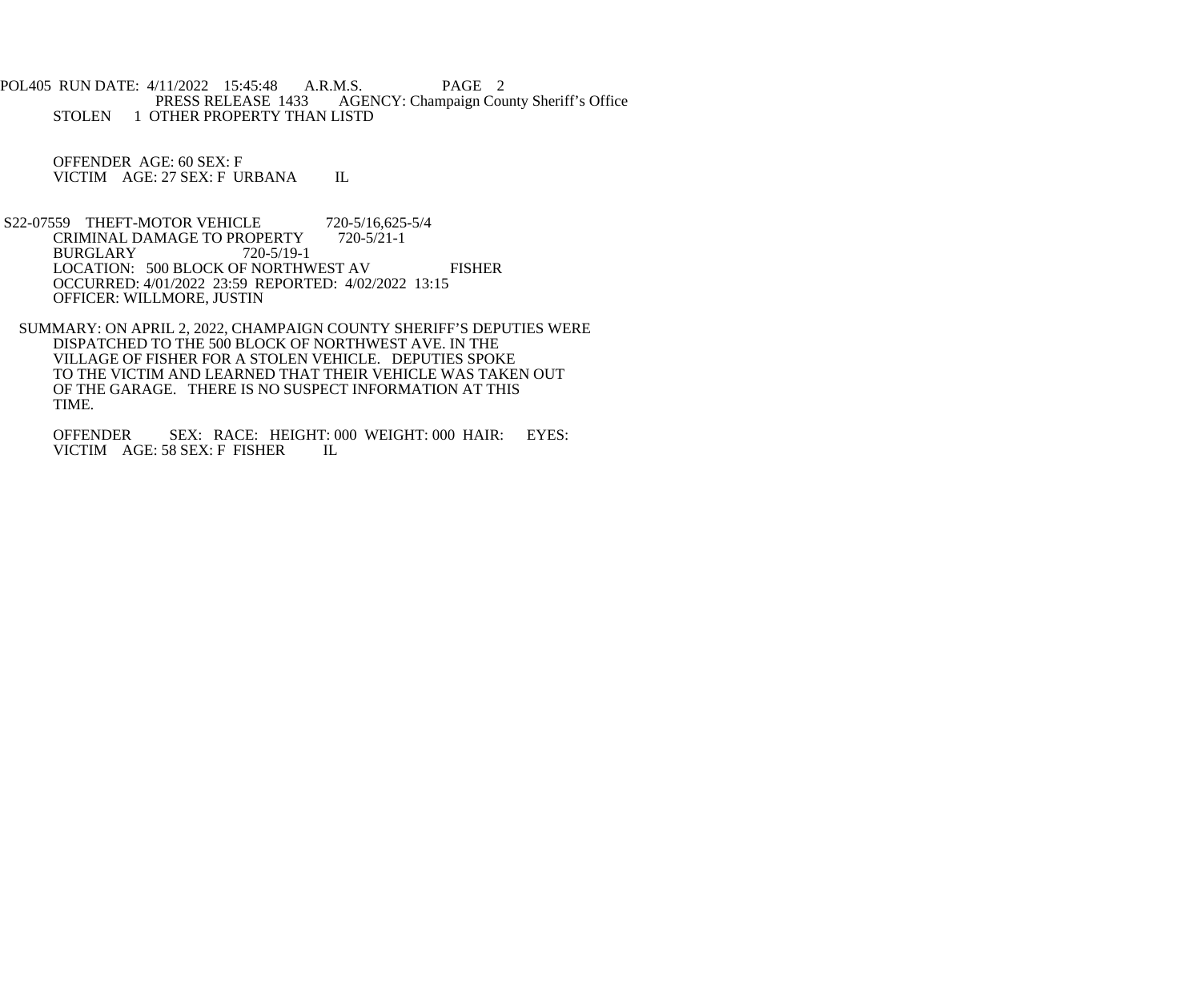STOLEN 1 OTHER PROPERTY THAN LISTD

OFFENDER AGE: 60 SEX: F
VICTIM AGE: 27 SEX: F URBANA IL

S22-07559 THEFT-MOTOR VEHICLE 720-5/16,625-5/4
CRIMINAL DAMAGE TO PROPERTY 720-5/21-1
BURGLARY 720-5/19-1
LOCATION: 500 BLOCK OF NORTHWEST AV FISHER
OCCURRED: 4/01/2022 23:59 REPORTED: 4/02/2022 13:15
OFFICER: WILLMORE, JUSTIN

SUMMARY: ON APRIL 2, 2022, CHAMPAIGN COUNTY SHERIFF'S DEPUTIES WERE DISPATCHED TO THE 500 BLOCK OF NORTHWEST AVE. IN THE VILLAGE OF FISHER FOR A STOLEN VEHICLE. DEPUTIES SPOKE TO THE VICTIM AND LEARNED THAT THEIR VEHICLE WAS TAKEN OUT OF THE GARAGE. THERE IS NO SUSPECT INFORMATION AT THIS TIME.

OFFENDER SEX: RACE: HEIGHT: 000 WEIGHT: 000 HAIR: EYES:
VICTIM AGE: 58 SEX: F FISHER IL